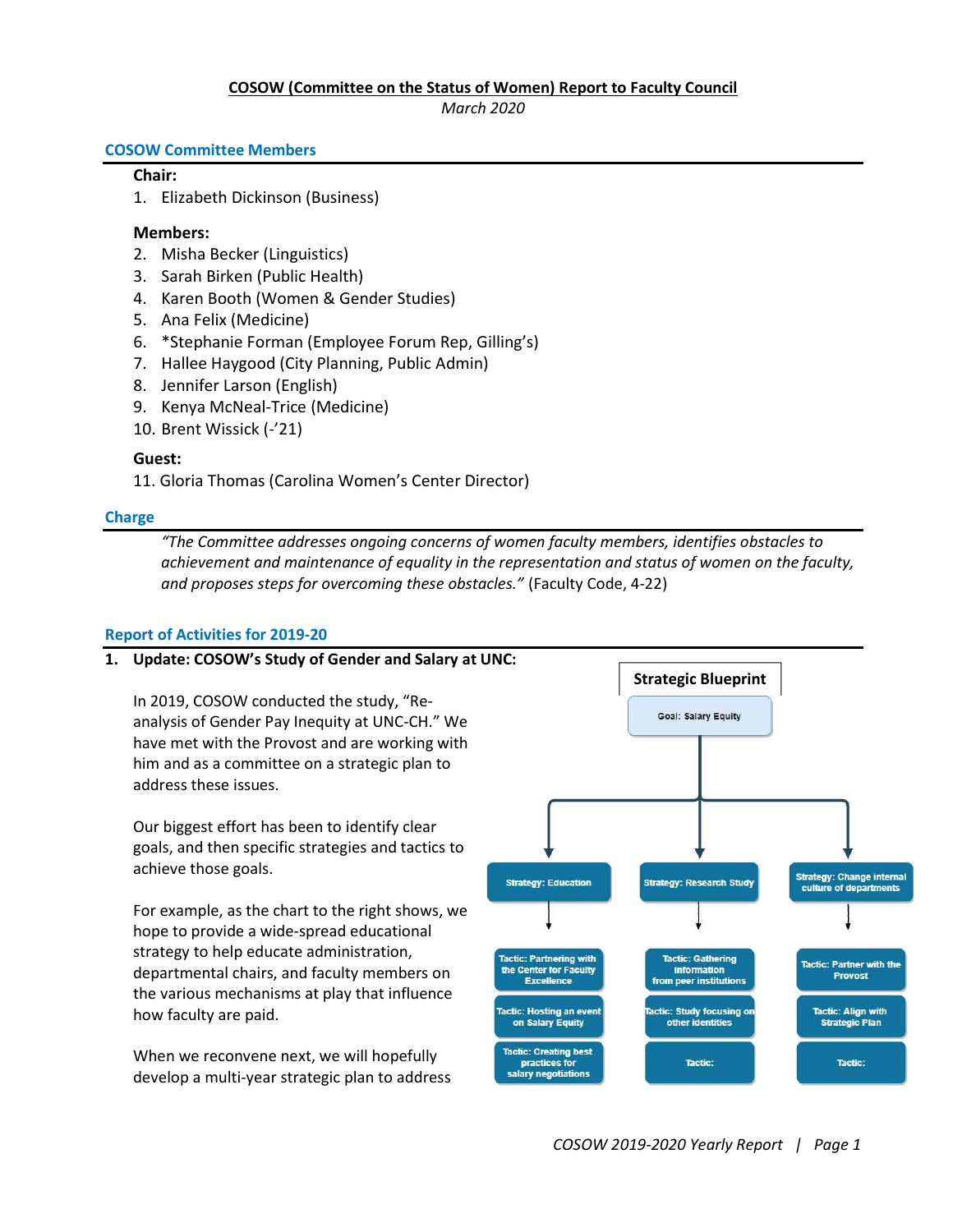**COSOW (Committee on the Status of Women) Report to Faculty Council**

*March 2020*

## COSOW Committee Members

**Chair:**

1. Elizabeth Dickinson (Business)

**Members:**

2. Misha Becker (Linguistics)
3. Sarah Birken (Public Health)
4. Karen Booth (Women & Gender Studies)
5. Ana Felix (Medicine)
6. *Stephanie Forman (Employee Forum Rep, Gilling's)
7. Hallee Haygood (City Planning, Public Admin)
8. Jennifer Larson (English)
9. Kenya McNeal-Trice (Medicine)
10. Brent Wissick (-'21)

**Guest:**

11. Gloria Thomas (Carolina Women's Center Director)

## Charge

*"The Committee addresses ongoing concerns of women faculty members, identifies obstacles to achievement and maintenance of equality in the representation and status of women on the faculty, and proposes steps for overcoming these obstacles."* (Faculty Code, 4-22)

## Report of Activities for 2019-20

### 1. Update: COSOW's Study of Gender and Salary at UNC:

In 2019, COSOW conducted the study, "Re-analysis of Gender Pay Inequity at UNC-CH." We have met with the Provost and are working with him and as a committee on a strategic plan to address these issues.

Our biggest effort has been to identify clear goals, and then specific strategies and tactics to achieve those goals.

For example, as the chart to the right shows, we hope to provide a wide-spread educational strategy to help educate administration, departmental chairs, and faculty members on the various mechanisms at play that influence how faculty are paid.

**Strategic Blueprint**

Goal: Salary Equity

- Strategy: Education
  - Tactic: Partnering with the Center for Faculty Excellence
  - Tactic: Hosting an event on Salary Equity
  - Tactic: Creating best practices for salary negotiations
- Strategy: Research Study
  - Tactic: Gathering information from peer institutions
  - Tactic: Study focusing on other identities
  - Tactic:
- Strategy: Change internal culture of departments
  - Tactic: Partner with the Provost
  - Tactic: Align with Strategic Plan
  - Tactic:

When we reconvene next, we will hopefully develop a multi-year strategic plan to address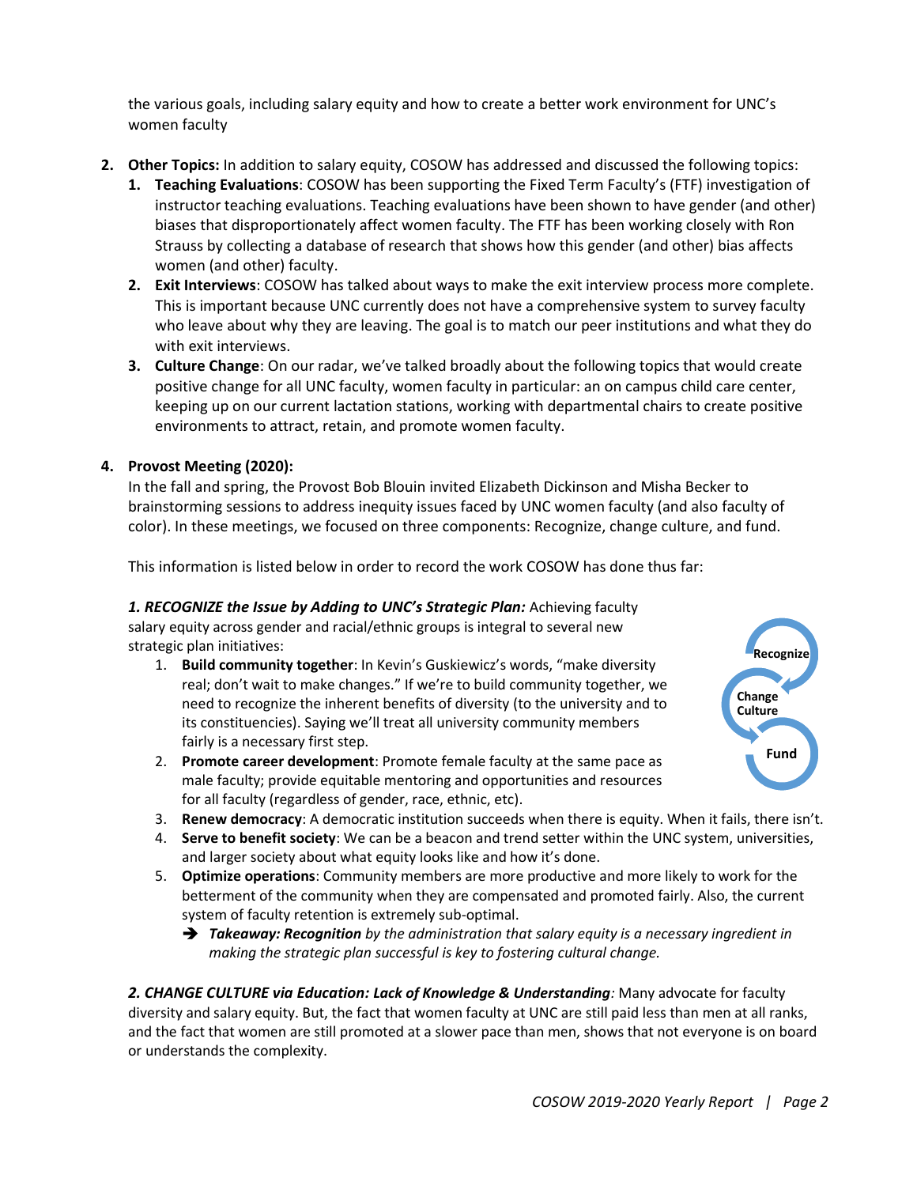the various goals, including salary equity and how to create a better work environment for UNC's women faculty

2. **Other Topics:** In addition to salary equity, COSOW has addressed and discussed the following topics:
   1. **Teaching Evaluations**: COSOW has been supporting the Fixed Term Faculty's (FTF) investigation of instructor teaching evaluations. Teaching evaluations have been shown to have gender (and other) biases that disproportionately affect women faculty. The FTF has been working closely with Ron Strauss by collecting a database of research that shows how this gender (and other) bias affects women (and other) faculty.
   2. **Exit Interviews**: COSOW has talked about ways to make the exit interview process more complete. This is important because UNC currently does not have a comprehensive system to survey faculty who leave about why they are leaving. The goal is to match our peer institutions and what they do with exit interviews.
   3. **Culture Change**: On our radar, we've talked broadly about the following topics that would create positive change for all UNC faculty, women faculty in particular: an on campus child care center, keeping up on our current lactation stations, working with departmental chairs to create positive environments to attract, retain, and promote women faculty.

4. **Provost Meeting (2020):**

   In the fall and spring, the Provost Bob Blouin invited Elizabeth Dickinson and Misha Becker to brainstorming sessions to address inequity issues faced by UNC women faculty (and also faculty of color). In these meetings, we focused on three components: Recognize, change culture, and fund.

   This information is listed below in order to record the work COSOW has done thus far:

   ***1. RECOGNIZE the Issue by Adding to UNC's Strategic Plan:*** Achieving faculty salary equity across gender and racial/ethnic groups is integral to several new strategic plan initiatives:

   Recognize → Change Culture → Fund

   1. **Build community together**: In Kevin's Guskiewicz's words, "make diversity real; don't wait to make changes." If we're to build community together, we need to recognize the inherent benefits of diversity (to the university and to its constituencies). Saying we'll treat all university community members fairly is a necessary first step.
   2. **Promote career development**: Promote female faculty at the same pace as male faculty; provide equitable mentoring and opportunities and resources for all faculty (regardless of gender, race, ethnic, etc).
   3. **Renew democracy**: A democratic institution succeeds when there is equity. When it fails, there isn't.
   4. **Serve to benefit society**: We can be a beacon and trend setter within the UNC system, universities, and larger society about what equity looks like and how it's done.
   5. **Optimize operations**: Community members are more productive and more likely to work for the betterment of the community when they are compensated and promoted fairly. Also, the current system of faculty retention is extremely sub-optimal.
      - ➔ ***Takeaway: Recognition** by the administration that salary equity is a necessary ingredient in making the strategic plan successful is key to fostering cultural change.*

   ***2. CHANGE CULTURE via Education: Lack of Knowledge & Understanding**:* Many advocate for faculty diversity and salary equity. But, the fact that women faculty at UNC are still paid less than men at all ranks, and the fact that women are still promoted at a slower pace than men, shows that not everyone is on board or understands the complexity.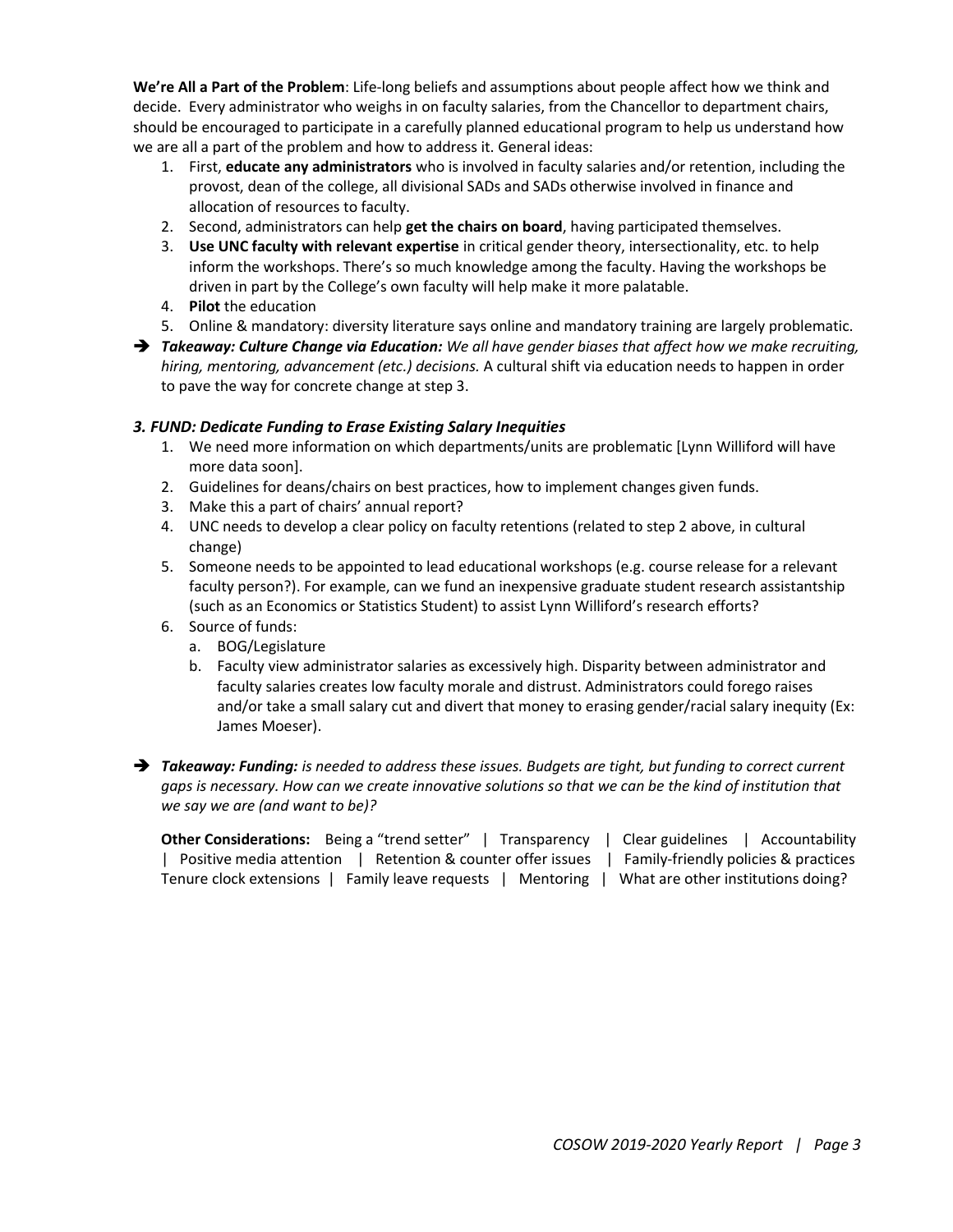**We're All a Part of the Problem**: Life-long beliefs and assumptions about people affect how we think and decide. Every administrator who weighs in on faculty salaries, from the Chancellor to department chairs, should be encouraged to participate in a carefully planned educational program to help us understand how we are all a part of the problem and how to address it. General ideas:

1. First, **educate any administrators** who is involved in faculty salaries and/or retention, including the provost, dean of the college, all divisional SADs and SADs otherwise involved in finance and allocation of resources to faculty.
2. Second, administrators can help **get the chairs on board**, having participated themselves.
3. **Use UNC faculty with relevant expertise** in critical gender theory, intersectionality, etc. to help inform the workshops. There's so much knowledge among the faculty. Having the workshops be driven in part by the College's own faculty will help make it more palatable.
4. **Pilot** the education
5. Online & mandatory: diversity literature says online and mandatory training are largely problematic.

➔ ***Takeaway: Culture Change via Education:*** *We all have gender biases that affect how we make recruiting, hiring, mentoring, advancement (etc.) decisions.* A cultural shift via education needs to happen in order to pave the way for concrete change at step 3.

### *3. FUND: Dedicate Funding to Erase Existing Salary Inequities*

1. We need more information on which departments/units are problematic [Lynn Williford will have more data soon].
2. Guidelines for deans/chairs on best practices, how to implement changes given funds.
3. Make this a part of chairs' annual report?
4. UNC needs to develop a clear policy on faculty retentions (related to step 2 above, in cultural change)
5. Someone needs to be appointed to lead educational workshops (e.g. course release for a relevant faculty person?). For example, can we fund an inexpensive graduate student research assistantship (such as an Economics or Statistics Student) to assist Lynn Williford's research efforts?
6. Source of funds:
   a. BOG/Legislature
   b. Faculty view administrator salaries as excessively high. Disparity between administrator and faculty salaries creates low faculty morale and distrust. Administrators could forego raises and/or take a small salary cut and divert that money to erasing gender/racial salary inequity (Ex: James Moeser).

➔ ***Takeaway: Funding:*** *is needed to address these issues. Budgets are tight, but funding to correct current gaps is necessary. How can we create innovative solutions so that we can be the kind of institution that we say we are (and want to be)?*

**Other Considerations:** Being a "trend setter" | Transparency | Clear guidelines | Accountability | Positive media attention | Retention & counter offer issues | Family-friendly policies & practices Tenure clock extensions | Family leave requests | Mentoring | What are other institutions doing?